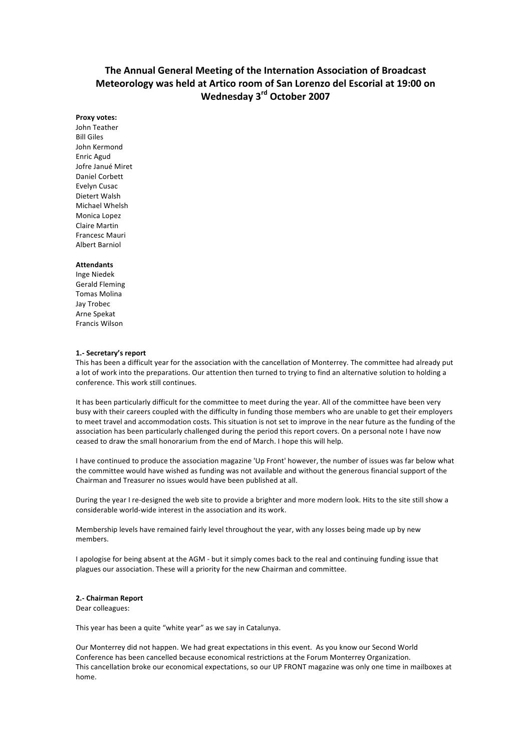# The Annual General Meeting of the Internation Association of Broadcast Meteorology was held at Artico room of San Lorenzo del Escorial at 19:00 on Wednesday 3rd October 2007

**Proxy votes:**
John Teather
Bill Giles
John Kermond
Enric Agud
Jofre Janué Miret
Daniel Corbett
Evelyn Cusac
Dietert Walsh
Michael Whelsh
Monica Lopez
Claire Martin
Francesc Mauri
Albert Barniol

**Attendants**
Inge Niedek
Gerald Fleming
Tomas Molina
Jay Trobec
Arne Spekat
Francis Wilson

**1.- Secretary's report**

This has been a difficult year for the association with the cancellation of Monterrey. The committee had already put a lot of work into the preparations. Our attention then turned to trying to find an alternative solution to holding a conference. This work still continues.

It has been particularly difficult for the committee to meet during the year. All of the committee have been very busy with their careers coupled with the difficulty in funding those members who are unable to get their employers to meet travel and accommodation costs. This situation is not set to improve in the near future as the funding of the association has been particularly challenged during the period this report covers. On a personal note I have now ceased to draw the small honorarium from the end of March. I hope this will help.

I have continued to produce the association magazine 'Up Front' however, the number of issues was far below what the committee would have wished as funding was not available and without the generous financial support of the Chairman and Treasurer no issues would have been published at all.

During the year I re-designed the web site to provide a brighter and more modern look. Hits to the site still show a considerable world-wide interest in the association and its work.

Membership levels have remained fairly level throughout the year, with any losses being made up by new members.

I apologise for being absent at the AGM - but it simply comes back to the real and continuing funding issue that plagues our association. These will a priority for the new Chairman and committee.

**2.- Chairman Report**

Dear colleagues:

This year has been a quite "white year" as we say in Catalunya.

Our Monterrey did not happen. We had great expectations in this event. As you know our Second World Conference has been cancelled because economical restrictions at the Forum Monterrey Organization.
This cancellation broke our economical expectations, so our UP FRONT magazine was only one time in mailboxes at home.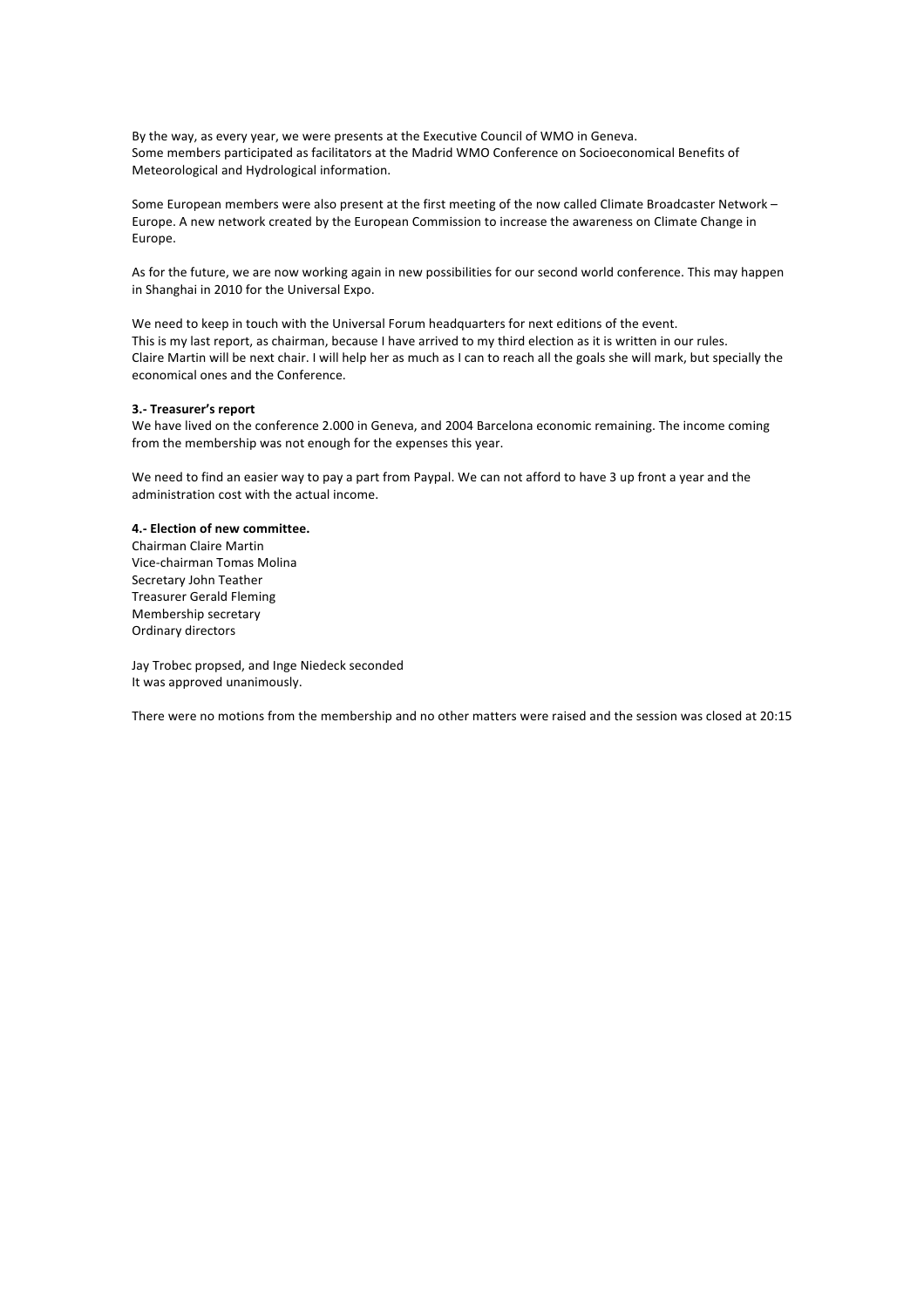By the way, as every year, we were presents at the Executive Council of WMO in Geneva.
Some members participated as facilitators at the Madrid WMO Conference on Socioeconomical Benefits of Meteorological and Hydrological information.

Some European members were also present at the first meeting of the now called Climate Broadcaster Network – Europe. A new network created by the European Commission to increase the awareness on Climate Change in Europe.

As for the future, we are now working again in new possibilities for our second world conference. This may happen in Shanghai in 2010 for the Universal Expo.

We need to keep in touch with the Universal Forum headquarters for next editions of the event.
This is my last report, as chairman, because I have arrived to my third election as it is written in our rules.
Claire Martin will be next chair. I will help her as much as I can to reach all the goals she will mark, but specially the economical ones and the Conference.

**3.- Treasurer's report**
We have lived on the conference 2.000 in Geneva, and 2004 Barcelona economic remaining. The income coming from the membership was not enough for the expenses this year.

We need to find an easier way to pay a part from Paypal. We can not afford to have 3 up front a year and the administration cost with the actual income.

**4.- Election of new committee.**
Chairman Claire Martin
Vice-chairman Tomas Molina
Secretary John Teather
Treasurer Gerald Fleming
Membership secretary
Ordinary directors

Jay Trobec propsed, and Inge Niedeck seconded
It was approved unanimously.

There were no motions from the membership and no other matters were raised and the session was closed at 20:15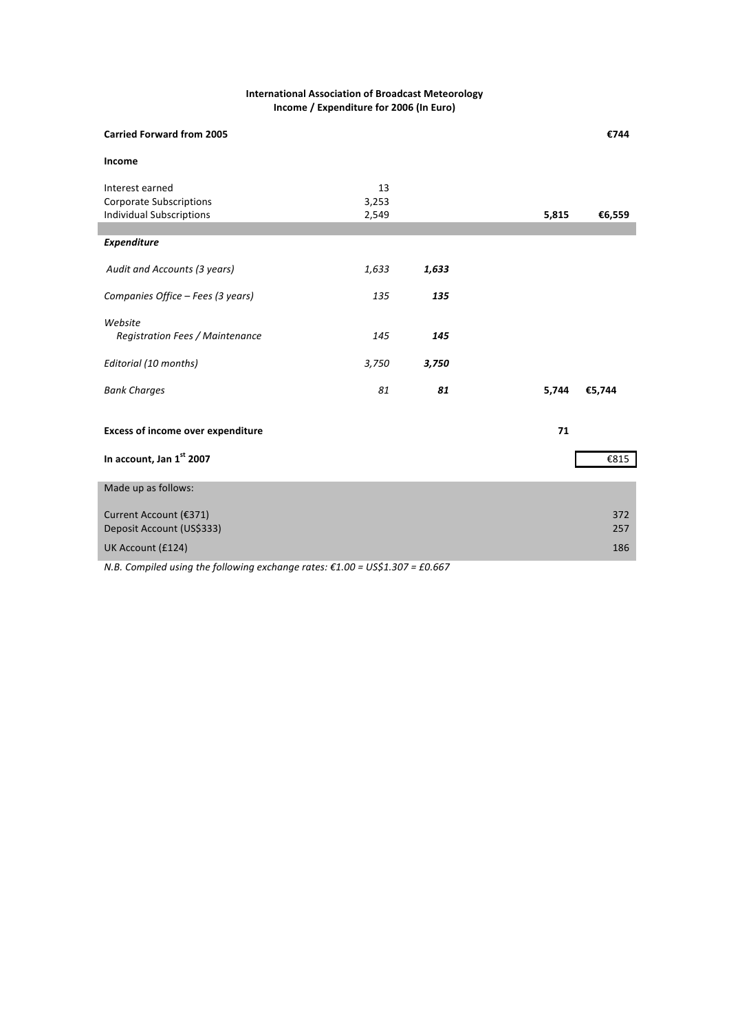**International Association of Broadcast Meteorology**
**Income / Expenditure for 2006 (In Euro)**

| | | | | |
|---|---|---|---|---|
| **Carried Forward from 2005** | | | | **€744** |
| **Income** | | | | |
| Interest earned | 13 | | | |
| Corporate Subscriptions | 3,253 | | | |
| Individual Subscriptions | 2,549 | | **5,815** | **€6,559** |
| ***Expenditure*** | | | | |
| *Audit and Accounts (3 years)* | *1,633* | ***1,633*** | | |
| *Companies Office – Fees (3 years)* | *135* | ***135*** | | |
| *Website* *Registration Fees / Maintenance* | *145* | ***145*** | | |
| *Editorial (10 months)* | *3,750* | ***3,750*** | | |
| *Bank Charges* | *81* | ***81*** | **5,744** | **€5,744** |
| **Excess of income over expenditure** | | | **71** | |
| **In account, Jan 1st 2007** | | | | €815 |
| Made up as follows: | | | | |
| Current Account (€371) | | | | 372 |
| Deposit Account (US$333) | | | | 257 |
| UK Account (£124) | | | | 186 |

*N.B. Compiled using the following exchange rates: €1.00 = US$1.307 = £0.667*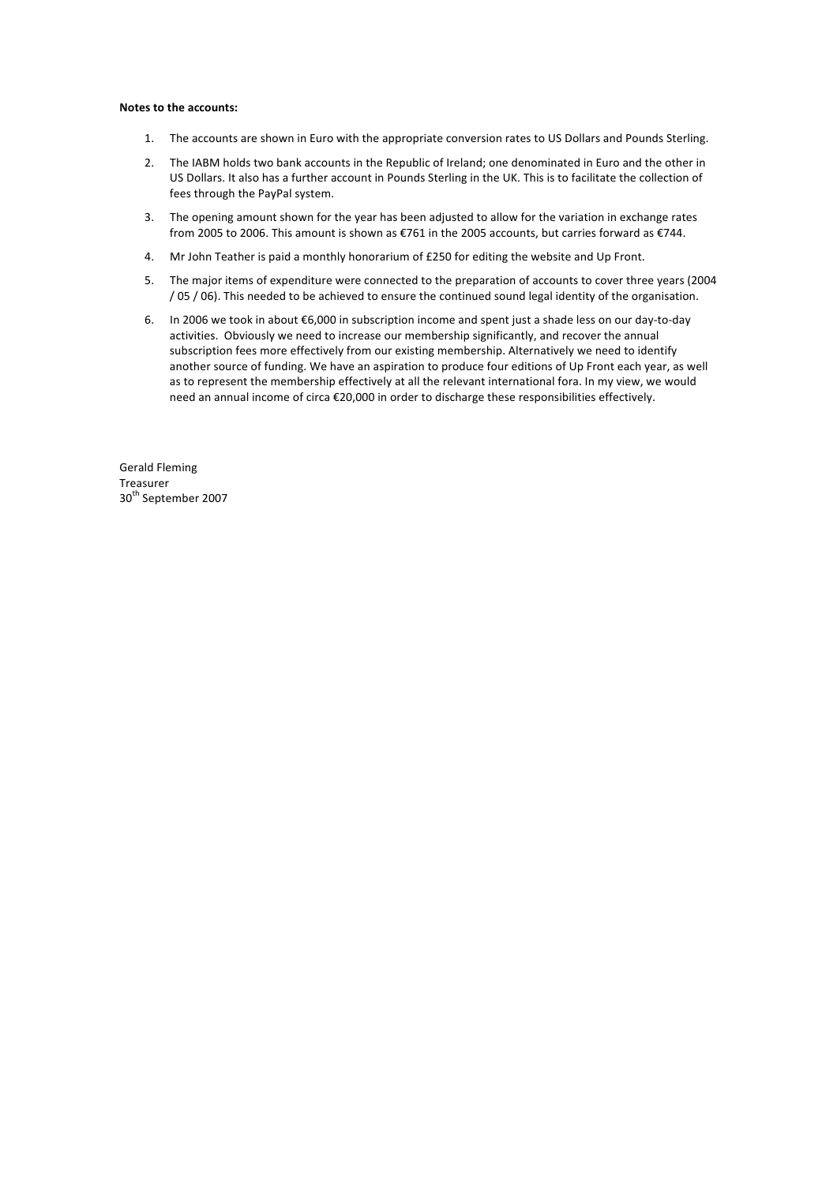**Notes to the accounts:**

1. The accounts are shown in Euro with the appropriate conversion rates to US Dollars and Pounds Sterling.
2. The IABM holds two bank accounts in the Republic of Ireland; one denominated in Euro and the other in US Dollars. It also has a further account in Pounds Sterling in the UK. This is to facilitate the collection of fees through the PayPal system.
3. The opening amount shown for the year has been adjusted to allow for the variation in exchange rates from 2005 to 2006. This amount is shown as €761 in the 2005 accounts, but carries forward as €744.
4. Mr John Teather is paid a monthly honorarium of £250 for editing the website and Up Front.
5. The major items of expenditure were connected to the preparation of accounts to cover three years (2004 / 05 / 06). This needed to be achieved to ensure the continued sound legal identity of the organisation.
6. In 2006 we took in about €6,000 in subscription income and spent just a shade less on our day-to-day activities. Obviously we need to increase our membership significantly, and recover the annual subscription fees more effectively from our existing membership. Alternatively we need to identify another source of funding. We have an aspiration to produce four editions of Up Front each year, as well as to represent the membership effectively at all the relevant international fora. In my view, we would need an annual income of circa €20,000 in order to discharge these responsibilities effectively.

Gerald Fleming
Treasurer
30th September 2007